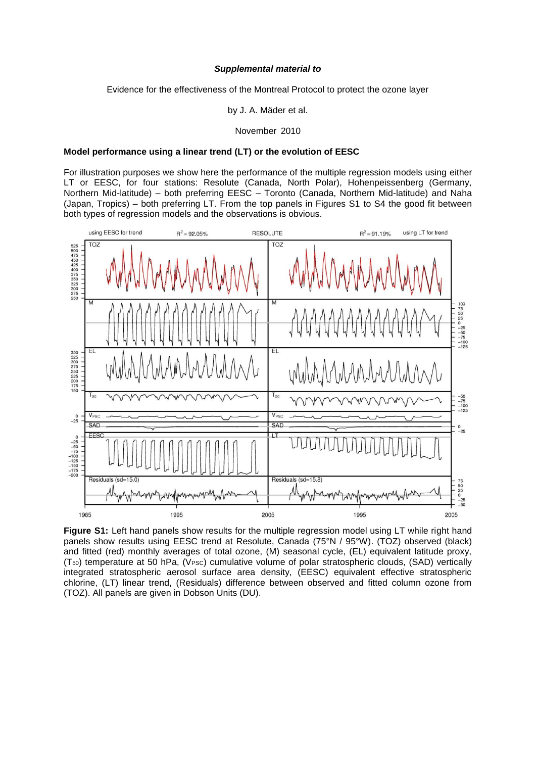***Supplemental material to***

Evidence for the effectiveness of the Montreal Protocol to protect the ozone layer

by J. A. Mäder et al.

November 2010

**Model performance using a linear trend (LT) or the evolution of EESC**

For illustration purposes we show here the performance of the multiple regression models using either LT or EESC, for four stations: Resolute (Canada, North Polar), Hohenpeissenberg (Germany, Northern Mid-latitude) – both preferring EESC – Toronto (Canada, Northern Mid-latitude) and Naha (Japan, Tropics) – both preferring LT. From the top panels in Figures S1 to S4 the good fit between both types of regression models and the observations is obvious.

**Figure S1:** Left hand panels show results for the multiple regression model using LT while right hand panels show results using EESC trend at Resolute, Canada (75°N / 95°W). (TOZ) observed (black) and fitted (red) monthly averages of total ozone, (M) seasonal cycle, (EL) equivalent latitude proxy, ($T_{50}$) temperature at 50 hPa, ($V_{PSC}$) cumulative volume of polar stratospheric clouds, (SAD) vertically integrated stratospheric aerosol surface area density, (EESC) equivalent effective stratospheric chlorine, (LT) linear trend, (Residuals) difference between observed and fitted column ozone from (TOZ). All panels are given in Dobson Units (DU).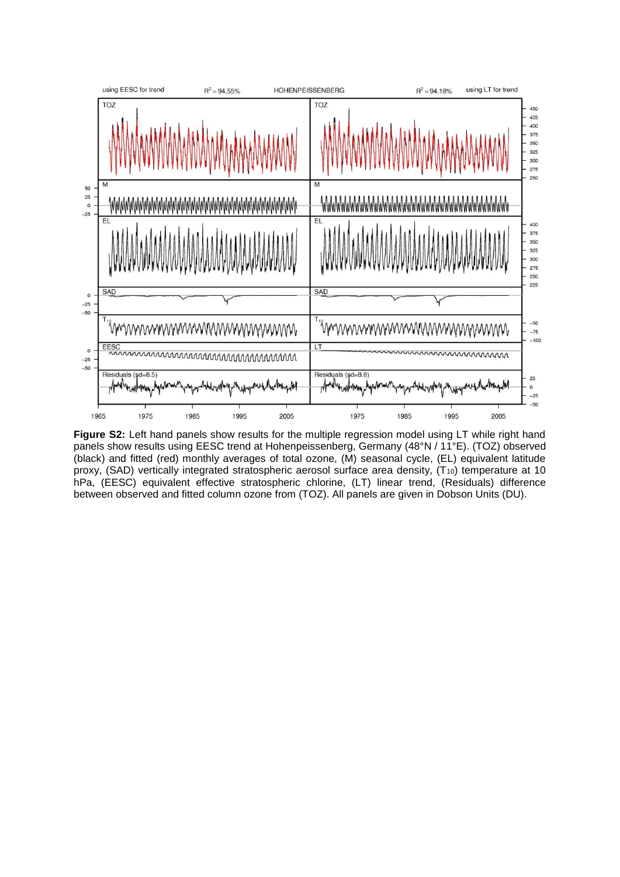**Figure S2:** Left hand panels show results for the multiple regression model using LT while right hand panels show results using EESC trend at Hohenpeissenberg, Germany (48°N / 11°E). (TOZ) observed (black) and fitted (red) monthly averages of total ozone, (M) seasonal cycle, (EL) equivalent latitude proxy, (SAD) vertically integrated stratospheric aerosol surface area density, ($T_{10}$) temperature at 10 hPa, (EESC) equivalent effective stratospheric chlorine, (LT) linear trend, (Residuals) difference between observed and fitted column ozone from (TOZ). All panels are given in Dobson Units (DU).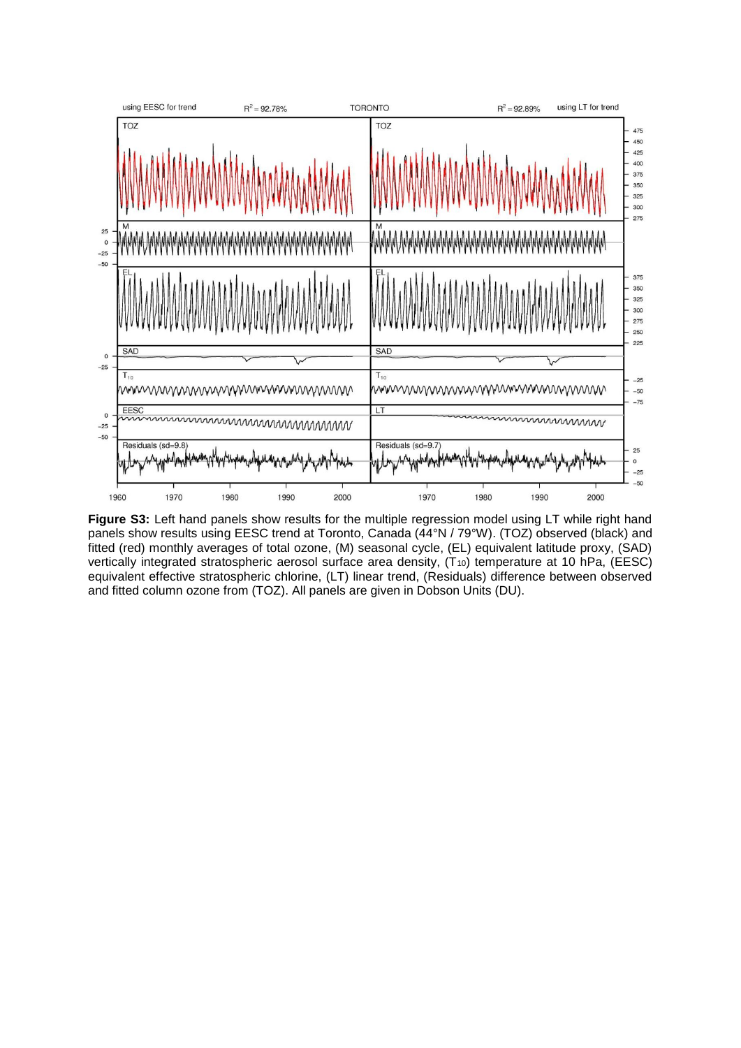**Figure S3:** Left hand panels show results for the multiple regression model using LT while right hand panels show results using EESC trend at Toronto, Canada (44°N / 79°W). (TOZ) observed (black) and fitted (red) monthly averages of total ozone, (M) seasonal cycle, (EL) equivalent latitude proxy, (SAD) vertically integrated stratospheric aerosol surface area density, ($T_{10}$) temperature at 10 hPa, (EESC) equivalent effective stratospheric chlorine, (LT) linear trend, (Residuals) difference between observed and fitted column ozone from (TOZ). All panels are given in Dobson Units (DU).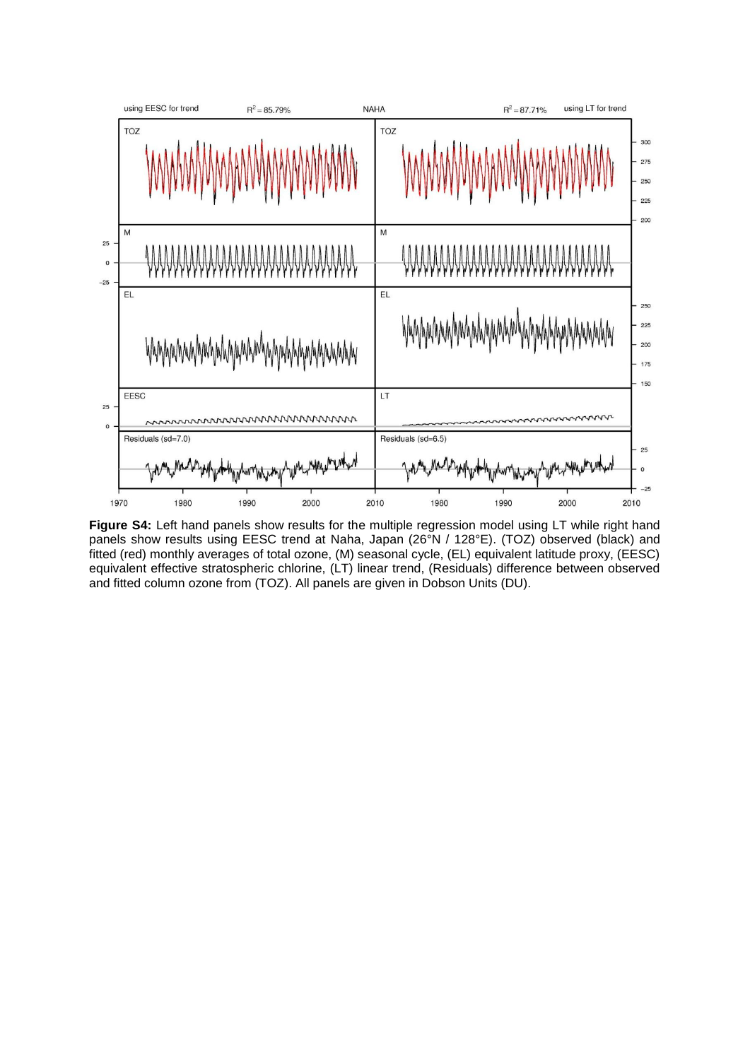using EESC for trend

$R^2 = 85.79\%$

NAHA

$R^2 = 87.71\%$

using LT for trend

TOZ

TOZ

300

275

250

225

200

M

M

25

0

−25

EL

EL

250

225

200

175

150

EESC

LT

25

0

Residuals (sd=7.0)

Residuals (sd=6.5)

25

0

−25

1970

1980

1990

2000

2010

1980

1990

2000

2010

**Figure S4:** Left hand panels show results for the multiple regression model using LT while right hand panels show results using EESC trend at Naha, Japan (26°N / 128°E). (TOZ) observed (black) and fitted (red) monthly averages of total ozone, (M) seasonal cycle, (EL) equivalent latitude proxy, (EESC) equivalent effective stratospheric chlorine, (LT) linear trend, (Residuals) difference between observed and fitted column ozone from (TOZ). All panels are given in Dobson Units (DU).